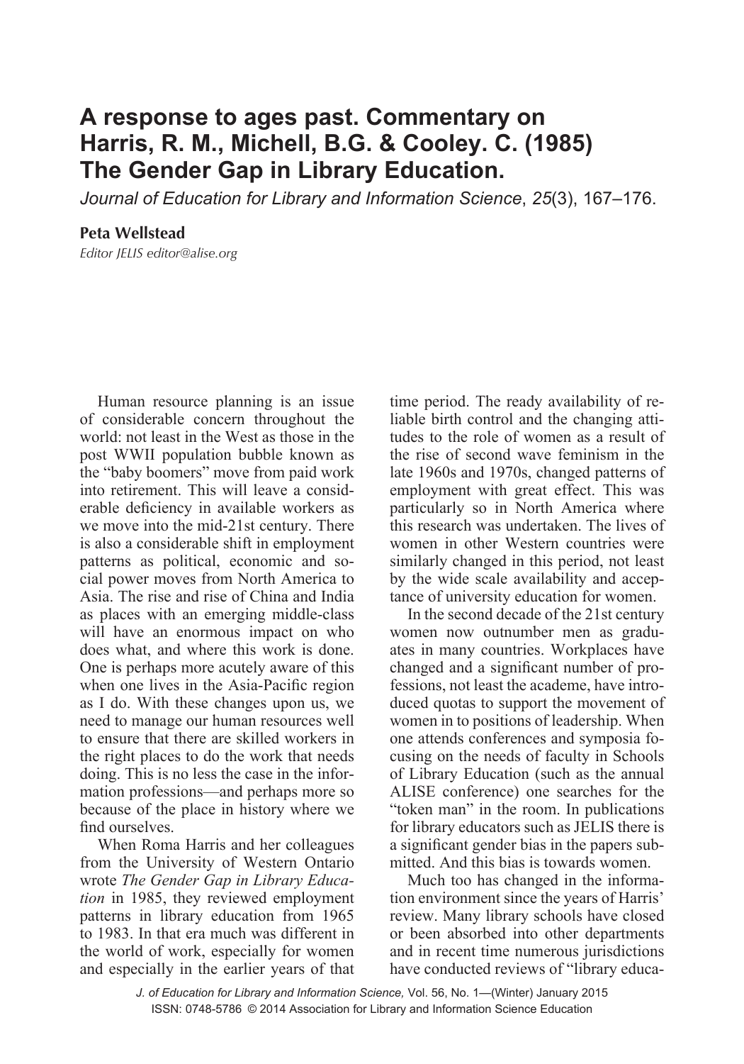# A response to ages past. Commentary on Harris, R. M., Michell, B.G. & Cooley. C. (1985) The Gender Gap in Library Education.

*Journal of Education for Library and Information Science*, *25*(3), 167–176.

**Peta Wellstead**

*Editor JELIS editor@alise.org*

Human resource planning is an issue of considerable concern throughout the world: not least in the West as those in the post WWII population bubble known as the "baby boomers" move from paid work into retirement. This will leave a considerable deficiency in available workers as we move into the mid-21st century. There is also a considerable shift in employment patterns as political, economic and social power moves from North America to Asia. The rise and rise of China and India as places with an emerging middle-class will have an enormous impact on who does what, and where this work is done. One is perhaps more acutely aware of this when one lives in the Asia-Pacific region as I do. With these changes upon us, we need to manage our human resources well to ensure that there are skilled workers in the right places to do the work that needs doing. This is no less the case in the information professions—and perhaps more so because of the place in history where we find ourselves.

When Roma Harris and her colleagues from the University of Western Ontario wrote *The Gender Gap in Library Education* in 1985, they reviewed employment patterns in library education from 1965 to 1983. In that era much was different in the world of work, especially for women and especially in the earlier years of that time period. The ready availability of reliable birth control and the changing attitudes to the role of women as a result of the rise of second wave feminism in the late 1960s and 1970s, changed patterns of employment with great effect. This was particularly so in North America where this research was undertaken. The lives of women in other Western countries were similarly changed in this period, not least by the wide scale availability and acceptance of university education for women.

In the second decade of the 21st century women now outnumber men as graduates in many countries. Workplaces have changed and a significant number of professions, not least the academe, have introduced quotas to support the movement of women in to positions of leadership. When one attends conferences and symposia focusing on the needs of faculty in Schools of Library Education (such as the annual ALISE conference) one searches for the "token man" in the room. In publications for library educators such as JELIS there is a significant gender bias in the papers submitted. And this bias is towards women.

Much too has changed in the information environment since the years of Harris' review. Many library schools have closed or been absorbed into other departments and in recent time numerous jurisdictions have conducted reviews of "library educa-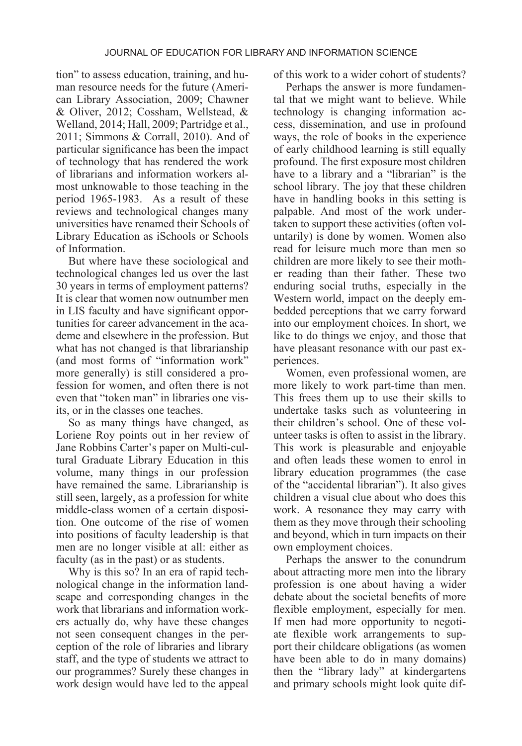tion" to assess education, training, and human resource needs for the future (American Library Association, 2009; Chawner & Oliver, 2012; Cossham, Wellstead, & Welland, 2014; Hall, 2009; Partridge et al., 2011; Simmons & Corrall, 2010). And of particular significance has been the impact of technology that has rendered the work of librarians and information workers almost unknowable to those teaching in the period 1965-1983. As a result of these reviews and technological changes many universities have renamed their Schools of Library Education as iSchools or Schools of Information.

But where have these sociological and technological changes led us over the last 30 years in terms of employment patterns? It is clear that women now outnumber men in LIS faculty and have significant opportunities for career advancement in the academe and elsewhere in the profession. But what has not changed is that librarianship (and most forms of "information work" more generally) is still considered a profession for women, and often there is not even that "token man" in libraries one visits, or in the classes one teaches.

So as many things have changed, as Loriene Roy points out in her review of Jane Robbins Carter's paper on Multi-cultural Graduate Library Education in this volume, many things in our profession have remained the same. Librarianship is still seen, largely, as a profession for white middle-class women of a certain disposition. One outcome of the rise of women into positions of faculty leadership is that men are no longer visible at all: either as faculty (as in the past) or as students.

Why is this so? In an era of rapid technological change in the information landscape and corresponding changes in the work that librarians and information workers actually do, why have these changes not seen consequent changes in the perception of the role of libraries and library staff, and the type of students we attract to our programmes? Surely these changes in work design would have led to the appeal of this work to a wider cohort of students?

Perhaps the answer is more fundamental that we might want to believe. While technology is changing information access, dissemination, and use in profound ways, the role of books in the experience of early childhood learning is still equally profound. The first exposure most children have to a library and a "librarian" is the school library. The joy that these children have in handling books in this setting is palpable. And most of the work undertaken to support these activities (often voluntarily) is done by women. Women also read for leisure much more than men so children are more likely to see their mother reading than their father. These two enduring social truths, especially in the Western world, impact on the deeply embedded perceptions that we carry forward into our employment choices. In short, we like to do things we enjoy, and those that have pleasant resonance with our past experiences.

Women, even professional women, are more likely to work part-time than men. This frees them up to use their skills to undertake tasks such as volunteering in their children's school. One of these volunteer tasks is often to assist in the library. This work is pleasurable and enjoyable and often leads these women to enrol in library education programmes (the case of the "accidental librarian"). It also gives children a visual clue about who does this work. A resonance they may carry with them as they move through their schooling and beyond, which in turn impacts on their own employment choices.

Perhaps the answer to the conundrum about attracting more men into the library profession is one about having a wider debate about the societal benefits of more flexible employment, especially for men. If men had more opportunity to negotiate flexible work arrangements to support their childcare obligations (as women have been able to do in many domains) then the "library lady" at kindergartens and primary schools might look quite dif-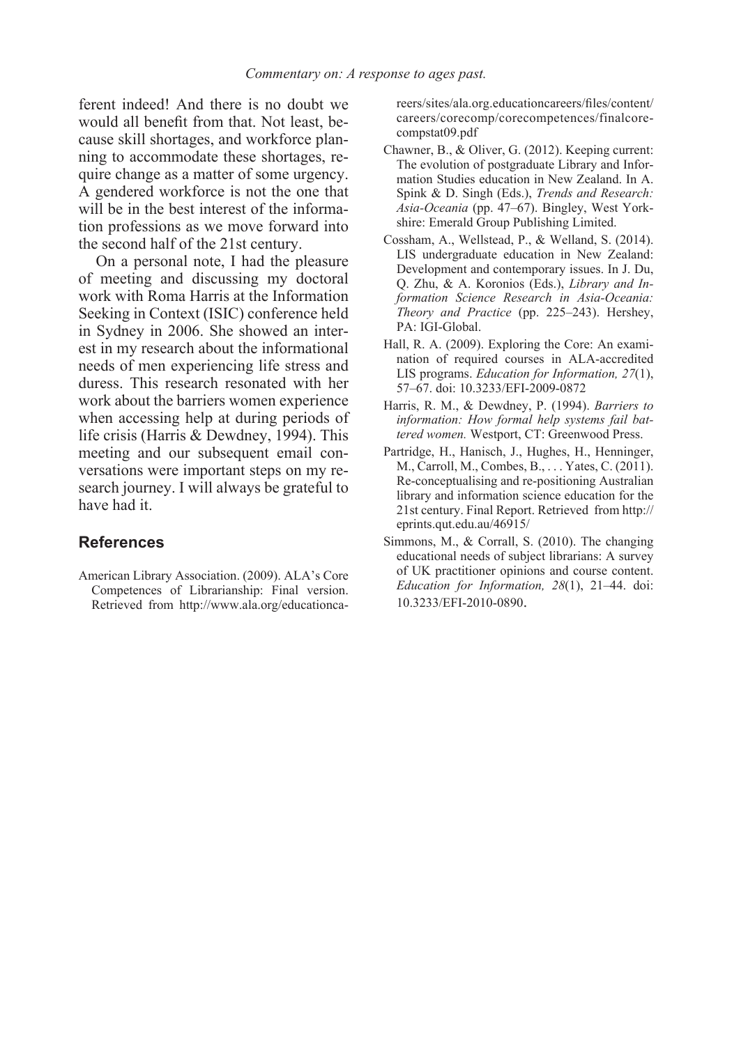ferent indeed! And there is no doubt we would all benefit from that. Not least, because skill shortages, and workforce planning to accommodate these shortages, require change as a matter of some urgency. A gendered workforce is not the one that will be in the best interest of the information professions as we move forward into the second half of the 21st century.

On a personal note, I had the pleasure of meeting and discussing my doctoral work with Roma Harris at the Information Seeking in Context (ISIC) conference held in Sydney in 2006. She showed an interest in my research about the informational needs of men experiencing life stress and duress. This research resonated with her work about the barriers women experience when accessing help at during periods of life crisis (Harris & Dewdney, 1994). This meeting and our subsequent email conversations were important steps on my research journey. I will always be grateful to have had it.

## References

American Library Association. (2009). ALA's Core Competences of Librarianship: Final version. Retrieved from http://www.ala.org/educationcareers/sites/ala.org.educationcareers/files/content/careers/corecomp/corecompetences/finalcorecompstat09.pdf

Chawner, B., & Oliver, G. (2012). Keeping current: The evolution of postgraduate Library and Information Studies education in New Zealand. In A. Spink & D. Singh (Eds.), *Trends and Research: Asia-Oceania* (pp. 47–67). Bingley, West Yorkshire: Emerald Group Publishing Limited.

Cossham, A., Wellstead, P., & Welland, S. (2014). LIS undergraduate education in New Zealand: Development and contemporary issues. In J. Du, Q. Zhu, & A. Koronios (Eds.), *Library and Information Science Research in Asia-Oceania: Theory and Practice* (pp. 225–243). Hershey, PA: IGI-Global.

Hall, R. A. (2009). Exploring the Core: An examination of required courses in ALA-accredited LIS programs. *Education for Information, 27*(1), 57–67. doi: 10.3233/EFI-2009-0872

Harris, R. M., & Dewdney, P. (1994). *Barriers to information: How formal help systems fail battered women.* Westport, CT: Greenwood Press.

Partridge, H., Hanisch, J., Hughes, H., Henninger, M., Carroll, M., Combes, B., . . . Yates, C. (2011). Re-conceptualising and re-positioning Australian library and information science education for the 21st century. Final Report. Retrieved from http://eprints.qut.edu.au/46915/

Simmons, M., & Corrall, S. (2010). The changing educational needs of subject librarians: A survey of UK practitioner opinions and course content. *Education for Information, 28*(1), 21–44. doi: 10.3233/EFI-2010-0890.